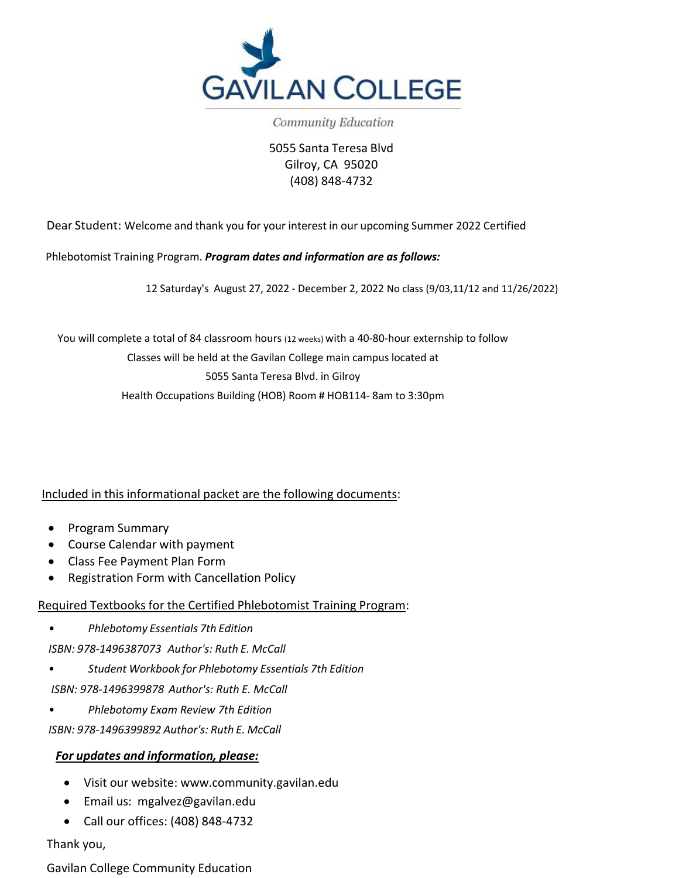# GAVILAN COLLEGE

*Community Education*

5055 Santa Teresa Blvd
Gilroy, CA 95020
(408) 848-4732

Dear Student: Welcome and thank you for your interest in our upcoming Summer 2022 Certified Phlebotomist Training Program. ***Program dates and information are as follows:***

12 Saturday's August 27, 2022 - December 2, 2022 No class (9/03,11/12 and 11/26/2022)

You will complete a total of 84 classroom hours (12 weeks) with a 40-80-hour externship to follow
Classes will be held at the Gavilan College main campus located at
5055 Santa Teresa Blvd. in Gilroy
Health Occupations Building (HOB) Room # HOB114- 8am to 3:30pm

Included in this informational packet are the following documents:

- Program Summary
- Course Calendar with payment
- Class Fee Payment Plan Form
- Registration Form with Cancellation Policy

Required Textbooks for the Certified Phlebotomist Training Program:

- *Phlebotomy Essentials 7th Edition*
  *ISBN: 978-1496387073 Author's: Ruth E. McCall*
- *Student Workbook for Phlebotomy Essentials 7th Edition*
  *ISBN: 978-1496399878 Author's: Ruth E. McCall*
- *Phlebotomy Exam Review 7th Edition*
  *ISBN: 978-1496399892 Author's: Ruth E. McCall*

***For updates and information, please:***

- Visit our website: www.community.gavilan.edu
- Email us: mgalvez@gavilan.edu
- Call our offices: (408) 848-4732

Thank you,

Gavilan College Community Education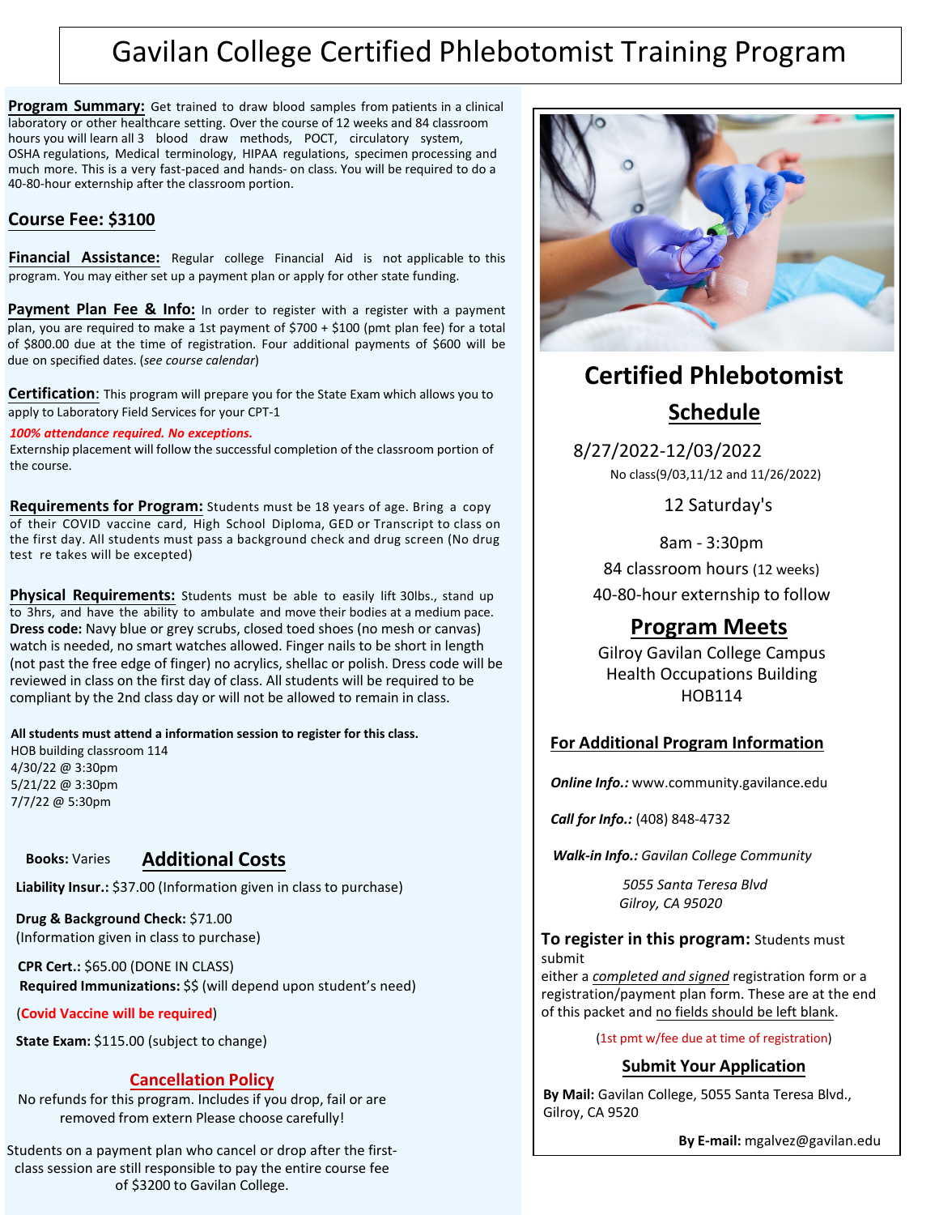# Gavilan College Certified Phlebotomist Training Program

**Program Summary:** Get trained to draw blood samples from patients in a clinical laboratory or other healthcare setting. Over the course of 12 weeks and 84 classroom hours you will learn all 3 blood draw methods, POCT, circulatory system, OSHA regulations, Medical terminology, HIPAA regulations, specimen processing and much more. This is a very fast-paced and hands- on class. You will be required to do a 40-80-hour externship after the classroom portion.

## Course Fee: $3100

**Financial Assistance:** Regular college Financial Aid is not applicable to this program. You may either set up a payment plan or apply for other state funding.

**Payment Plan Fee & Info:** In order to register with a register with a payment plan, you are required to make a 1st payment of $700 + $100 (pmt plan fee) for a total of $800.00 due at the time of registration. Four additional payments of $600 will be due on specified dates. (*see course calendar*)

**Certification**: This program will prepare you for the State Exam which allows you to apply to Laboratory Field Services for your CPT-1

***100% attendance required. No exceptions.***

Externship placement will follow the successful completion of the classroom portion of the course.

**Requirements for Program:** Students must be 18 years of age. Bring a copy of their COVID vaccine card, High School Diploma, GED or Transcript to class on the first day. All students must pass a background check and drug screen (No drug test re takes will be excepted)

**Physical Requirements:** Students must be able to easily lift 30lbs., stand up to 3hrs, and have the ability to ambulate and move their bodies at a medium pace. **Dress code:** Navy blue or grey scrubs, closed toed shoes (no mesh or canvas) watch is needed, no smart watches allowed. Finger nails to be short in length (not past the free edge of finger) no acrylics, shellac or polish. Dress code will be reviewed in class on the first day of class. All students will be required to be compliant by the 2nd class day or will not be allowed to remain in class.

**All students must attend a information session to register for this class.**

HOB building classroom 114
4/30/22 @ 3:30pm
5/21/22 @ 3:30pm
7/7/22 @ 5:30pm

## Additional Costs

**Books:** Varies

**Liability Insur.:** $37.00 (Information given in class to purchase)

**Drug & Background Check:** $71.00
(Information given in class to purchase)

**CPR Cert.:** $65.00 (DONE IN CLASS)
**Required Immunizations:** $$ (will depend upon student's need)

(**Covid Vaccine will be required**)

**State Exam:** $115.00 (subject to change)

## Cancellation Policy

No refunds for this program. Includes if you drop, fail or are removed from extern Please choose carefully!

Students on a payment plan who cancel or drop after the first-class session are still responsible to pay the entire course fee of $3200 to Gavilan College.

## Certified Phlebotomist

## Schedule

8/27/2022-12/03/2022
No class(9/03,11/12 and 11/26/2022)

12 Saturday's

8am - 3:30pm

84 classroom hours (12 weeks)

40-80-hour externship to follow

## Program Meets

Gilroy Gavilan College Campus
Health Occupations Building
HOB114

### For Additional Program Information

***Online Info.:*** www.community.gavilance.edu

***Call for Info.:*** (408) 848-4732

***Walk-in Info.:*** *Gavilan College Community*
*5055 Santa Teresa Blvd*
*Gilroy, CA 95020*

**To register in this program:** Students must submit either a *completed and signed* registration form or a registration/payment plan form. These are at the end of this packet and no fields should be left blank.

(1st pmt w/fee due at time of registration)

### Submit Your Application

**By Mail:** Gavilan College, 5055 Santa Teresa Blvd., Gilroy, CA 9520

**By E-mail:** mgalvez@gavilan.edu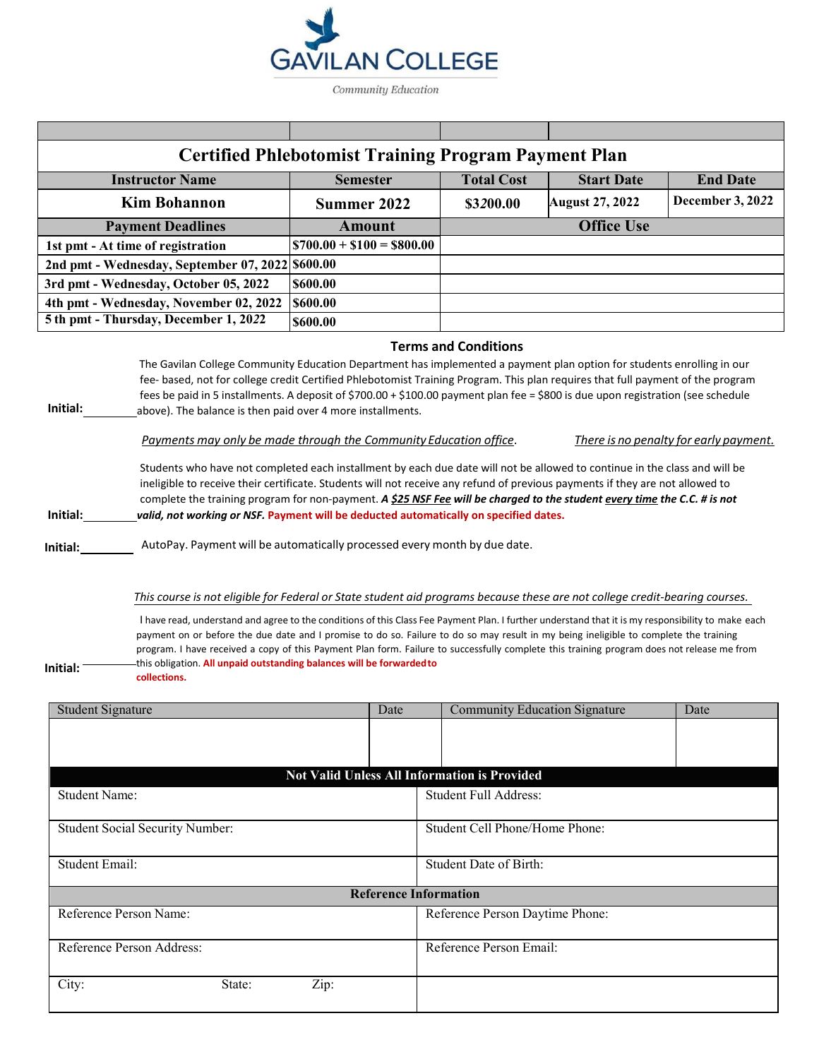# GAVILAN COLLEGE

Community Education

## Certified Phlebotomist Training Program Payment Plan

| Instructor Name | Semester | Total Cost | Start Date | End Date |
|---|---|---|---|---|
| Kim Bohannon | Summer 2022 | $3200.00 | August 27, 2022 | December 3, 2022 |

| Payment Deadlines | Amount | Office Use |
|---|---|---|
| 1st pmt - At time of registration | $700.00 + $100 = $800.00 | |
| 2nd pmt - Wednesday, September 07, 2022 | $600.00 | |
| 3rd pmt - Wednesday, October 05, 2022 | $600.00 | |
| 4th pmt - Wednesday, November 02, 2022 | $600.00 | |
| 5 th pmt - Thursday, December 1, 2022 | $600.00 | |

### Terms and Conditions

Initial: ________ The Gavilan College Community Education Department has implemented a payment plan option for students enrolling in our fee- based, not for college credit Certified Phlebotomist Training Program. This plan requires that full payment of the program fees be paid in 5 installments. A deposit of $700.00 + $100.00 payment plan fee = $800 is due upon registration (see schedule above). The balance is then paid over 4 more installments.

*Payments may only be made through the Community Education office*. *There is no penalty for early payment.*

Initial: ________ Students who have not completed each installment by each due date will not be allowed to continue in the class and will be ineligible to receive their certificate. Students will not receive any refund of previous payments if they are not allowed to complete the training program for non-payment. ***A $25 NSF Fee will be charged to the student every time the C.C. # is not valid, not working or NSF.*** **Payment will be deducted automatically on specified dates.**

Initial: ________ AutoPay. Payment will be automatically processed every month by due date.

*This course is not eligible for Federal or State student aid programs because these are not college credit-bearing courses.*

Initial: ________ I have read, understand and agree to the conditions of this Class Fee Payment Plan. I further understand that it is my responsibility to make each payment on or before the due date and I promise to do so. Failure to do so may result in my being ineligible to complete the training program. I have received a copy of this Payment Plan form. Failure to successfully complete this training program does not release me from this obligation. **All unpaid outstanding balances will be forwarded to collections.**

| Student Signature | Date | Community Education Signature | Date |
|---|---|---|---|
| | | | |

| Not Valid Unless All Information is Provided | |
|---|---|
| Student Name: | Student Full Address: |
| Student Social Security Number: | Student Cell Phone/Home Phone: |
| Student Email: | Student Date of Birth: |
| **Reference Information** | |
| Reference Person Name: | Reference Person Daytime Phone: |
| Reference Person Address: | Reference Person Email: |
| City: State: Zip: | |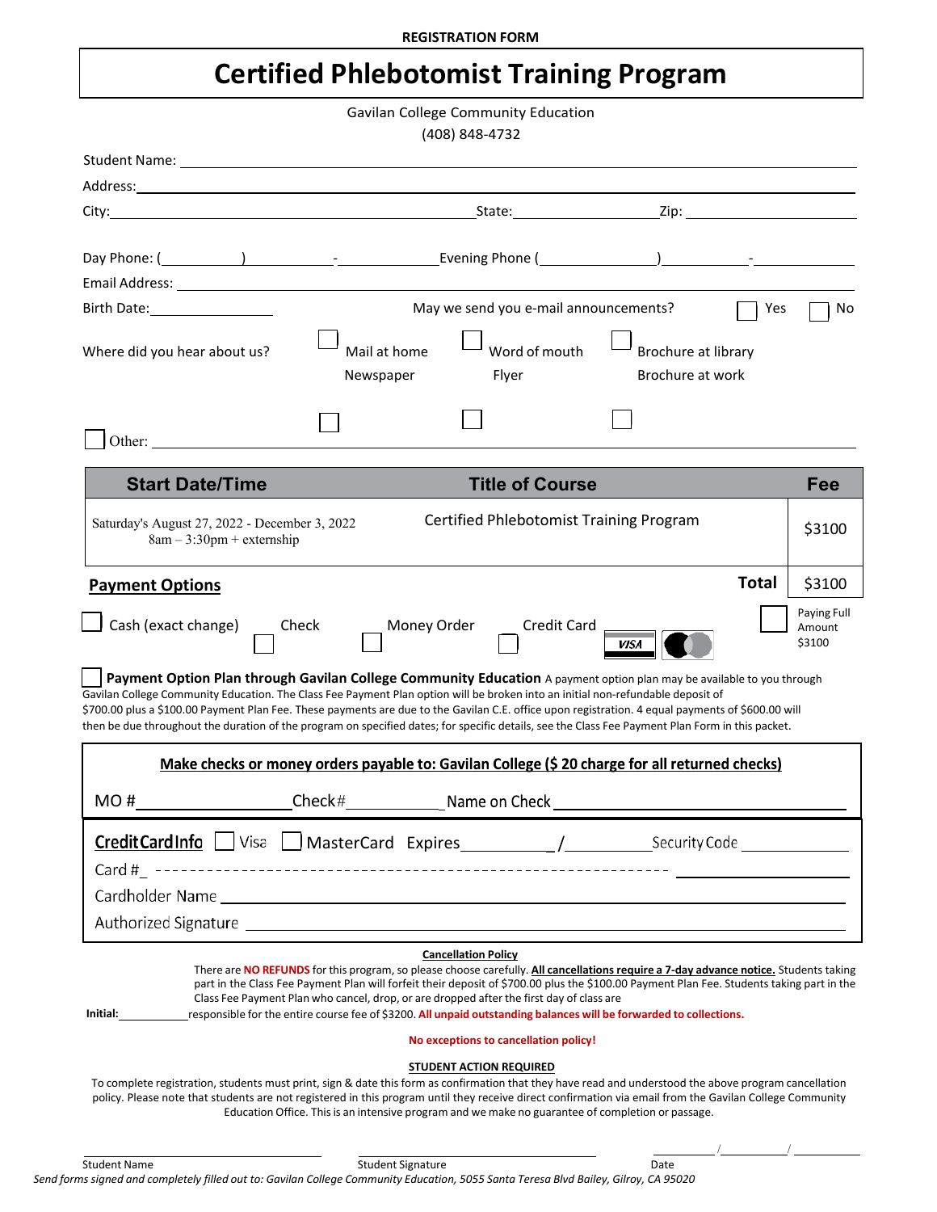REGISTRATION FORM

# Certified Phlebotomist Training Program

Gavilan College Community Education
(408) 848-4732

Student Name: ____________________

Address: ____________________

City: ____________________ State: __________ Zip: __________

Day Phone: ( ) - Evening Phone ( ) -

Email Address: ____________________

Birth Date: __________ May we send you e-mail announcements? ☐ Yes ☐ No

Where did you hear about us? ☐ Mail at home ☐ Word of mouth ☐ Brochure at library ☐ Newspaper ☐ Flyer ☐ Brochure at work

☐ Other: ____________________

| Start Date/Time | Title of Course | Fee |
|---|---|---|
| Saturday's August 27, 2022 - December 3, 2022 8am – 3:30pm + externship | Certified Phlebotomist Training Program | $3100 |
| | **Total** | $3100 |

## Payment Options

☐ Cash (exact change) ☐ Check ☐ Money Order ☐ Credit Card ☐ Paying Full Amount $3100

☐ **Payment Option Plan through Gavilan College Community Education** A payment option plan may be available to you through Gavilan College Community Education. The Class Fee Payment Plan option will be broken into an initial non-refundable deposit of $700.00 plus a $100.00 Payment Plan Fee. These payments are due to the Gavilan C.E. office upon registration. 4 equal payments of $600.00 will then be due throughout the duration of the program on specified dates; for specific details, see the Class Fee Payment Plan Form in this packet.

**Make checks or money orders payable to: Gavilan College ($ 20 charge for all returned checks)**

MO # __________ Check# __________ Name on Check __________

**Credit Card Info** ☐ Visa ☐ MasterCard Expires ______ / ______ Security Code __________

Card # ____________________

Cardholder Name ____________________

Authorized Signature ____________________

**Cancellation Policy**

There are **NO REFUNDS** for this program, so please choose carefully. **All cancellations require a 7-day advance notice.** Students taking part in the Class Fee Payment Plan will forfeit their deposit of $700.00 plus the $100.00 Payment Plan Fee. Students taking part in the Class Fee Payment Plan who cancel, drop, or are dropped after the first day of class are responsible for the entire course fee of $3200. **All unpaid outstanding balances will be forwarded to collections.**

Initial: __________

**No exceptions to cancellation policy!**

**STUDENT ACTION REQUIRED**

To complete registration, students must print, sign & date this form as confirmation that they have read and understood the above program cancellation policy. Please note that students are not registered in this program until they receive direct confirmation via email from the Gavilan College Community Education Office. This is an intensive program and we make no guarantee of completion or passage.

Student Name ____________ Student Signature ____________ Date ____/____/____

*Send forms signed and completely filled out to: Gavilan College Community Education, 5055 Santa Teresa Blvd Bailey, Gilroy, CA 95020*